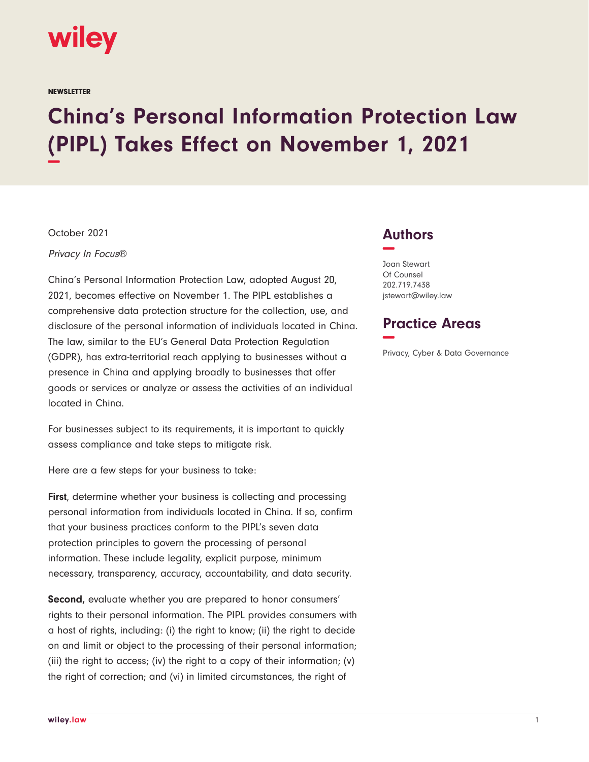wiley

NEWSLETTER

# China's Personal Information Protection Law (PIPL) Takes Effect on November 1, 2021

October 2021

*Privacy In Focus®*

China's Personal Information Protection Law, adopted August 20, 2021, becomes effective on November 1. The PIPL establishes a comprehensive data protection structure for the collection, use, and disclosure of the personal information of individuals located in China. The law, similar to the EU's General Data Protection Regulation (GDPR), has extra-territorial reach applying to businesses without a presence in China and applying broadly to businesses that offer goods or services or analyze or assess the activities of an individual located in China.

For businesses subject to its requirements, it is important to quickly assess compliance and take steps to mitigate risk.

Here are a few steps for your business to take:

**First**, determine whether your business is collecting and processing personal information from individuals located in China. If so, confirm that your business practices conform to the PIPL's seven data protection principles to govern the processing of personal information. These include legality, explicit purpose, minimum necessary, transparency, accuracy, accountability, and data security.

**Second,** evaluate whether you are prepared to honor consumers' rights to their personal information. The PIPL provides consumers with a host of rights, including: (i) the right to know; (ii) the right to decide on and limit or object to the processing of their personal information; (iii) the right to access; (iv) the right to a copy of their information; (v) the right of correction; and (vi) in limited circumstances, the right of

## Authors

Joan Stewart
Of Counsel
202.719.7438
jstewart@wiley.law

## Practice Areas

Privacy, Cyber & Data Governance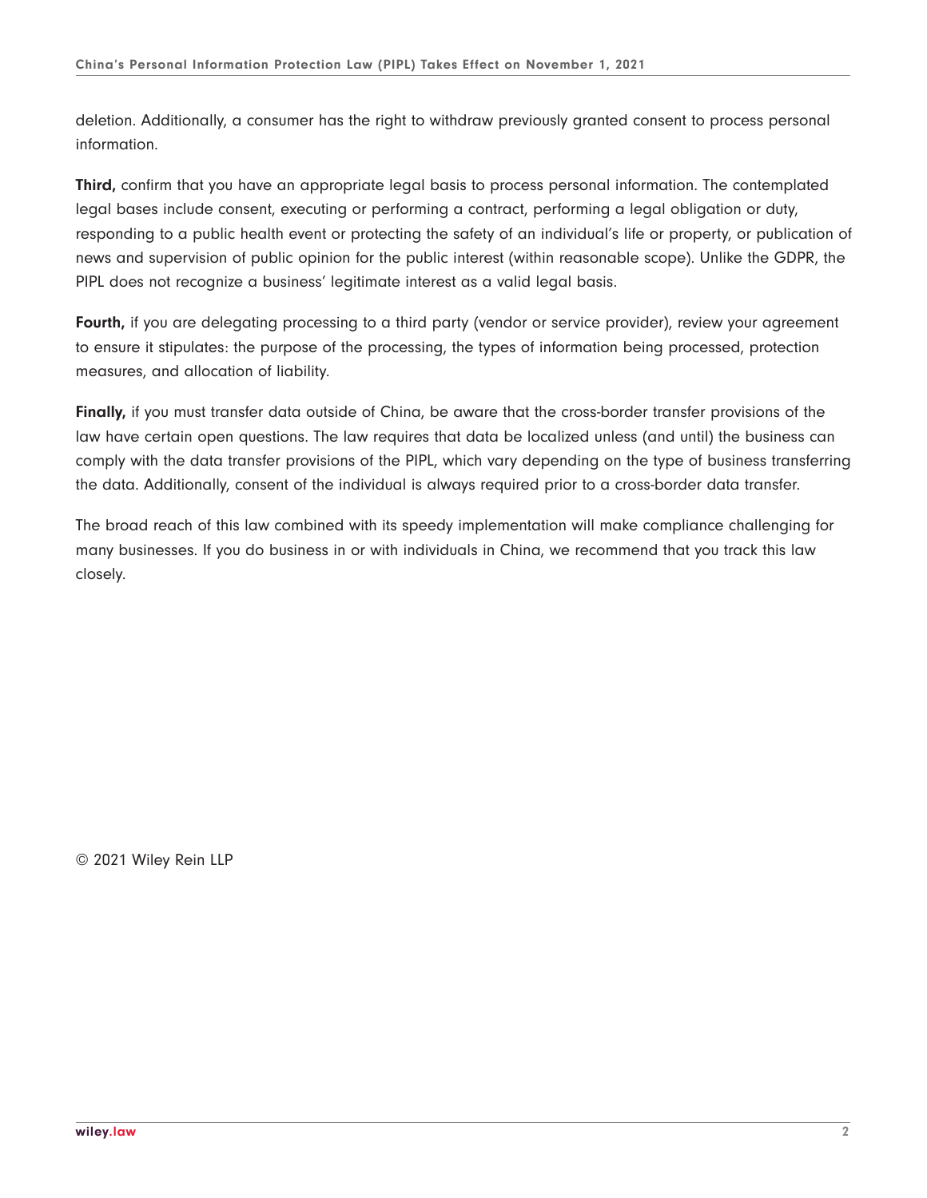deletion. Additionally, a consumer has the right to withdraw previously granted consent to process personal information.

**Third,** confirm that you have an appropriate legal basis to process personal information. The contemplated legal bases include consent, executing or performing a contract, performing a legal obligation or duty, responding to a public health event or protecting the safety of an individual's life or property, or publication of news and supervision of public opinion for the public interest (within reasonable scope). Unlike the GDPR, the PIPL does not recognize a business' legitimate interest as a valid legal basis.

**Fourth,** if you are delegating processing to a third party (vendor or service provider), review your agreement to ensure it stipulates: the purpose of the processing, the types of information being processed, protection measures, and allocation of liability.

**Finally,** if you must transfer data outside of China, be aware that the cross-border transfer provisions of the law have certain open questions. The law requires that data be localized unless (and until) the business can comply with the data transfer provisions of the PIPL, which vary depending on the type of business transferring the data. Additionally, consent of the individual is always required prior to a cross-border data transfer.

The broad reach of this law combined with its speedy implementation will make compliance challenging for many businesses. If you do business in or with individuals in China, we recommend that you track this law closely.

© 2021 Wiley Rein LLP